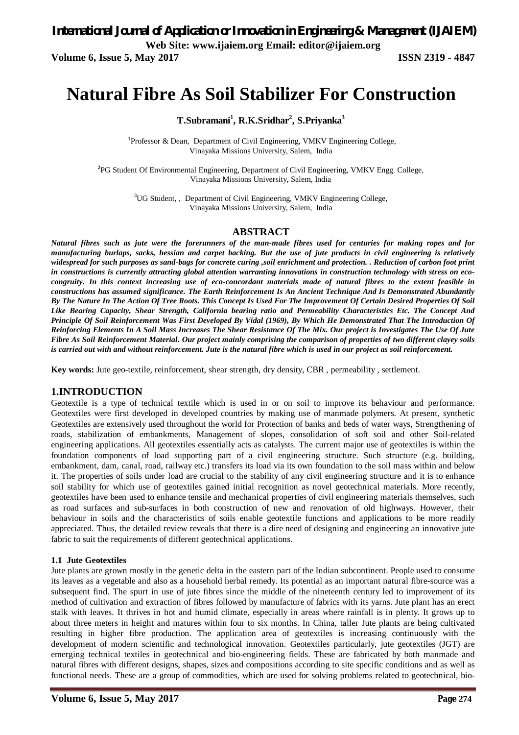# Natural Fibre As Soil Stabilizer For Construction

**T.Subramani[1], R.K.Sridhar[2], S.Priyanka[3]**

[1]Professor & Dean, Department of Civil Engineering, VMKV Engineering College, Vinayaka Missions University, Salem, India

[2]PG Student Of Environmental Engineering, Department of Civil Engineering, VMKV Engg. College, Vinayaka Missions University, Salem, India

[3]UG Student, , Department of Civil Engineering, VMKV Engineering College, Vinayaka Missions University, Salem, India

## ABSTRACT

***Natural fibres such as jute were the forerunners of the man-made fibres used for centuries for making ropes and for manufacturing burlaps, sacks, hessian and carpet backing. But the use of jute products in civil engineering is relatively widespread for such purposes as sand-bags for concrete curing ,soil enrichment and protection. . Reduction of carbon foot print in constructions is currently attracting global attention warranting innovations in construction technology with stress on eco-congruity. In this context increasing use of eco-concordant materials made of natural fibres to the extent feasible in constructions has assumed significance. The Earth Reinforcement Is An Ancient Technique And Is Demonstrated Abundantly By The Nature In The Action Of Tree Roots. This Concept Is Used For The Improvement Of Certain Desired Properties Of Soil Like Bearing Capacity, Shear Strength, California bearing ratio and Permeability Characteristics Etc. The Concept And Principle Of Soil Reinforcement Was First Developed By Vidal (1969), By Which He Demonstrated That The Introduction Of Reinforcing Elements In A Soil Mass Increases The Shear Resistance Of The Mix. Our project is Investigates The Use Of Jute Fibre As Soil Reinforcement Material. Our project mainly comprising the comparison of properties of two different clayey soils is carried out with and without reinforcement. Jute is the natural fibre which is used in our project as soil reinforcement.***

**Key words:** Jute geo-textile, reinforcement, shear strength, dry density, CBR , permeability , settlement.

## 1.INTRODUCTION

Geotextile is a type of technical textile which is used in or on soil to improve its behaviour and performance. Geotextiles were first developed in developed countries by making use of manmade polymers. At present, synthetic Geotextiles are extensively used throughout the world for Protection of banks and beds of water ways, Strengthening of roads, stabilization of embankments, Management of slopes, consolidation of soft soil and other Soil-related engineering applications. All geotextiles essentially acts as catalysts. The current major use of geotextiles is within the foundation components of load supporting part of a civil engineering structure. Such structure (e.g. building, embankment, dam, canal, road, railway etc.) transfers its load via its own foundation to the soil mass within and below it. The properties of soils under load are crucial to the stability of any civil engineering structure and it is to enhance soil stability for which use of geotextiles gained initial recognition as novel geotechnical materials. More recently, geotextiles have been used to enhance tensile and mechanical properties of civil engineering materials themselves, such as road surfaces and sub-surfaces in both construction of new and renovation of old highways. However, their behaviour in soils and the characteristics of soils enable geotextile functions and applications to be more readily appreciated. Thus, the detailed review reveals that there is a dire need of designing and engineering an innovative jute fabric to suit the requirements of different geotechnical applications.

### 1.1 Jute Geotextiles

Jute plants are grown mostly in the genetic delta in the eastern part of the Indian subcontinent. People used to consume its leaves as a vegetable and also as a household herbal remedy. Its potential as an important natural fibre-source was a subsequent find. The spurt in use of jute fibres since the middle of the nineteenth century led to improvement of its method of cultivation and extraction of fibres followed by manufacture of fabrics with its yarns. Jute plant has an erect stalk with leaves. It thrives in hot and humid climate, especially in areas where rainfall is in plenty. It grows up to about three meters in height and matures within four to six months. In China, taller Jute plants are being cultivated resulting in higher fibre production. The application area of geotextiles is increasing continuously with the development of modern scientific and technological innovation. Geotextiles particularly, jute geotextiles (JGT) are emerging technical textiles in geotechnical and bio-engineering fields. These are fabricated by both manmade and natural fibres with different designs, shapes, sizes and compositions according to site specific conditions and as well as functional needs. These are a group of commodities, which are used for solving problems related to geotechnical, bio-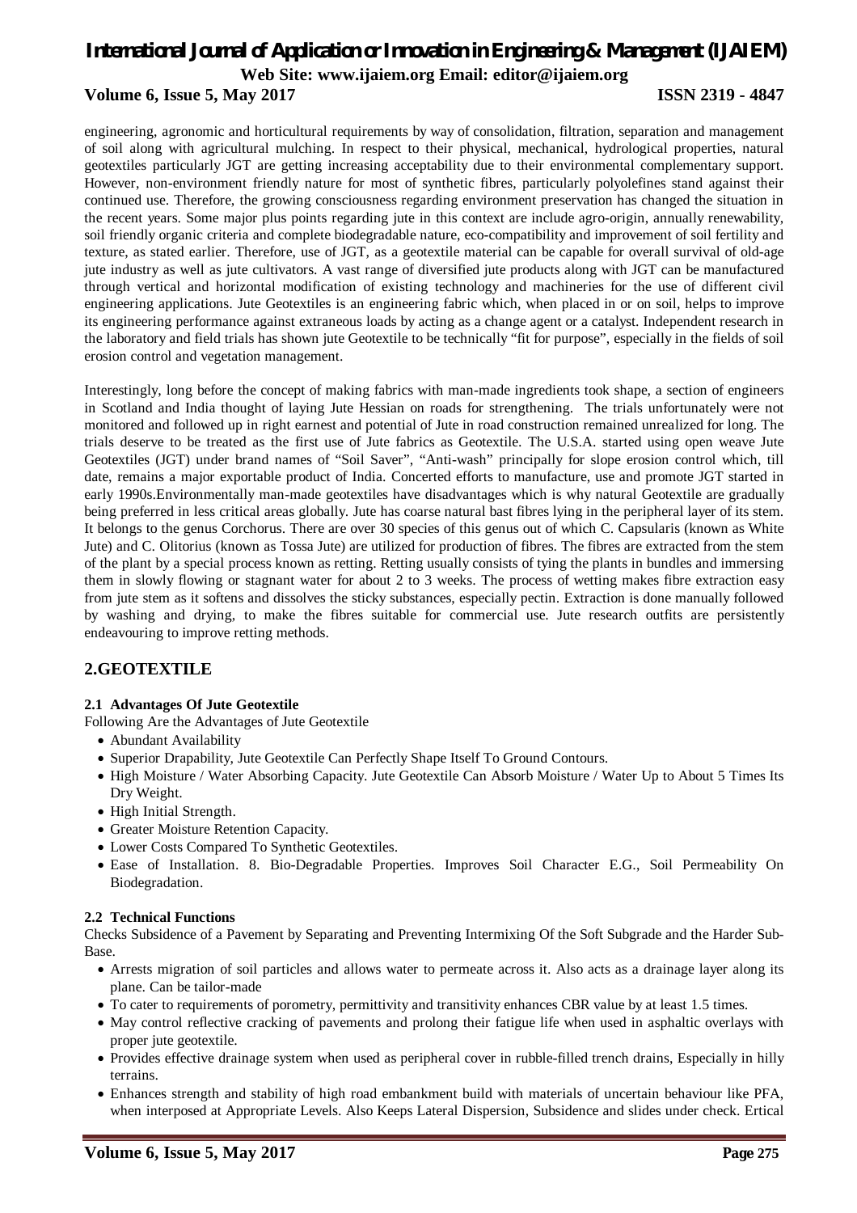engineering, agronomic and horticultural requirements by way of consolidation, filtration, separation and management of soil along with agricultural mulching. In respect to their physical, mechanical, hydrological properties, natural geotextiles particularly JGT are getting increasing acceptability due to their environmental complementary support. However, non-environment friendly nature for most of synthetic fibres, particularly polyolefines stand against their continued use. Therefore, the growing consciousness regarding environment preservation has changed the situation in the recent years. Some major plus points regarding jute in this context are include agro-origin, annually renewability, soil friendly organic criteria and complete biodegradable nature, eco-compatibility and improvement of soil fertility and texture, as stated earlier. Therefore, use of JGT, as a geotextile material can be capable for overall survival of old-age jute industry as well as jute cultivators. A vast range of diversified jute products along with JGT can be manufactured through vertical and horizontal modification of existing technology and machineries for the use of different civil engineering applications. Jute Geotextiles is an engineering fabric which, when placed in or on soil, helps to improve its engineering performance against extraneous loads by acting as a change agent or a catalyst. Independent research in the laboratory and field trials has shown jute Geotextile to be technically "fit for purpose", especially in the fields of soil erosion control and vegetation management.

Interestingly, long before the concept of making fabrics with man-made ingredients took shape, a section of engineers in Scotland and India thought of laying Jute Hessian on roads for strengthening. The trials unfortunately were not monitored and followed up in right earnest and potential of Jute in road construction remained unrealized for long. The trials deserve to be treated as the first use of Jute fabrics as Geotextile. The U.S.A. started using open weave Jute Geotextiles (JGT) under brand names of "Soil Saver", "Anti-wash" principally for slope erosion control which, till date, remains a major exportable product of India. Concerted efforts to manufacture, use and promote JGT started in early 1990s.Environmentally man-made geotextiles have disadvantages which is why natural Geotextile are gradually being preferred in less critical areas globally. Jute has coarse natural bast fibres lying in the peripheral layer of its stem. It belongs to the genus Corchorus. There are over 30 species of this genus out of which C. Capsularis (known as White Jute) and C. Olitorius (known as Tossa Jute) are utilized for production of fibres. The fibres are extracted from the stem of the plant by a special process known as retting. Retting usually consists of tying the plants in bundles and immersing them in slowly flowing or stagnant water for about 2 to 3 weeks. The process of wetting makes fibre extraction easy from jute stem as it softens and dissolves the sticky substances, especially pectin. Extraction is done manually followed by washing and drying, to make the fibres suitable for commercial use. Jute research outfits are persistently endeavouring to improve retting methods.

## 2.GEOTEXTILE

### 2.1 Advantages Of Jute Geotextile

Following Are the Advantages of Jute Geotextile

- Abundant Availability
- Superior Drapability, Jute Geotextile Can Perfectly Shape Itself To Ground Contours.
- High Moisture / Water Absorbing Capacity. Jute Geotextile Can Absorb Moisture / Water Up to About 5 Times Its Dry Weight.
- High Initial Strength.
- Greater Moisture Retention Capacity.
- Lower Costs Compared To Synthetic Geotextiles.
- Ease of Installation. 8. Bio-Degradable Properties. Improves Soil Character E.G., Soil Permeability On Biodegradation.

### 2.2 Technical Functions

Checks Subsidence of a Pavement by Separating and Preventing Intermixing Of the Soft Subgrade and the Harder Sub-Base.

- Arrests migration of soil particles and allows water to permeate across it. Also acts as a drainage layer along its plane. Can be tailor-made
- To cater to requirements of porometry, permittivity and transitivity enhances CBR value by at least 1.5 times.
- May control reflective cracking of pavements and prolong their fatigue life when used in asphaltic overlays with proper jute geotextile.
- Provides effective drainage system when used as peripheral cover in rubble-filled trench drains, Especially in hilly terrains.
- Enhances strength and stability of high road embankment build with materials of uncertain behaviour like PFA, when interposed at Appropriate Levels. Also Keeps Lateral Dispersion, Subsidence and slides under check. Ertical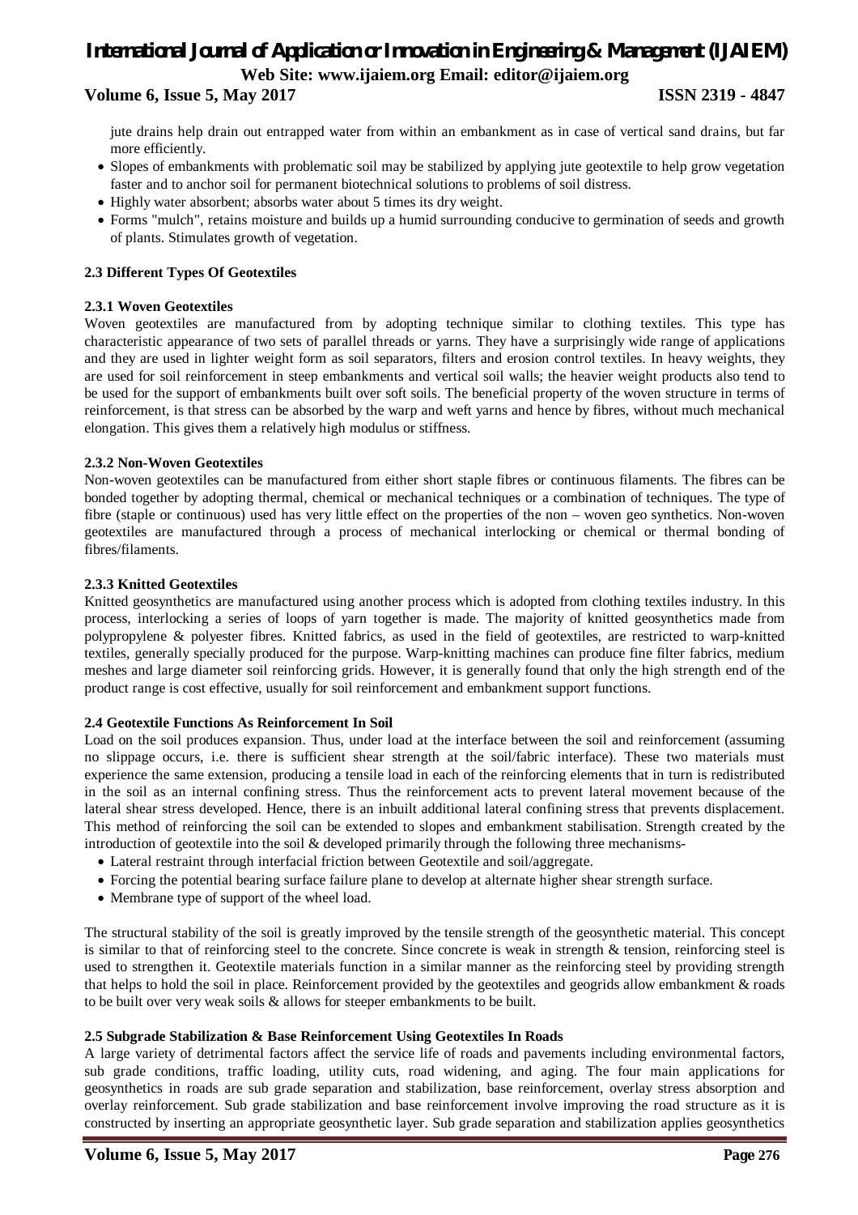jute drains help drain out entrapped water from within an embankment as in case of vertical sand drains, but far more efficiently.

- Slopes of embankments with problematic soil may be stabilized by applying jute geotextile to help grow vegetation faster and to anchor soil for permanent biotechnical solutions to problems of soil distress.
- Highly water absorbent; absorbs water about 5 times its dry weight.
- Forms "mulch", retains moisture and builds up a humid surrounding conducive to germination of seeds and growth of plants. Stimulates growth of vegetation.

### 2.3 Different Types Of Geotextiles

#### 2.3.1 Woven Geotextiles

Woven geotextiles are manufactured from by adopting technique similar to clothing textiles. This type has characteristic appearance of two sets of parallel threads or yarns. They have a surprisingly wide range of applications and they are used in lighter weight form as soil separators, filters and erosion control textiles. In heavy weights, they are used for soil reinforcement in steep embankments and vertical soil walls; the heavier weight products also tend to be used for the support of embankments built over soft soils. The beneficial property of the woven structure in terms of reinforcement, is that stress can be absorbed by the warp and weft yarns and hence by fibres, without much mechanical elongation. This gives them a relatively high modulus or stiffness.

#### 2.3.2 Non-Woven Geotextiles

Non-woven geotextiles can be manufactured from either short staple fibres or continuous filaments. The fibres can be bonded together by adopting thermal, chemical or mechanical techniques or a combination of techniques. The type of fibre (staple or continuous) used has very little effect on the properties of the non – woven geo synthetics. Non-woven geotextiles are manufactured through a process of mechanical interlocking or chemical or thermal bonding of fibres/filaments.

#### 2.3.3 Knitted Geotextiles

Knitted geosynthetics are manufactured using another process which is adopted from clothing textiles industry. In this process, interlocking a series of loops of yarn together is made. The majority of knitted geosynthetics made from polypropylene & polyester fibres. Knitted fabrics, as used in the field of geotextiles, are restricted to warp-knitted textiles, generally specially produced for the purpose. Warp-knitting machines can produce fine filter fabrics, medium meshes and large diameter soil reinforcing grids. However, it is generally found that only the high strength end of the product range is cost effective, usually for soil reinforcement and embankment support functions.

### 2.4 Geotextile Functions As Reinforcement In Soil

Load on the soil produces expansion. Thus, under load at the interface between the soil and reinforcement (assuming no slippage occurs, i.e. there is sufficient shear strength at the soil/fabric interface). These two materials must experience the same extension, producing a tensile load in each of the reinforcing elements that in turn is redistributed in the soil as an internal confining stress. Thus the reinforcement acts to prevent lateral movement because of the lateral shear stress developed. Hence, there is an inbuilt additional lateral confining stress that prevents displacement. This method of reinforcing the soil can be extended to slopes and embankment stabilisation. Strength created by the introduction of geotextile into the soil & developed primarily through the following three mechanisms-

- Lateral restraint through interfacial friction between Geotextile and soil/aggregate.
- Forcing the potential bearing surface failure plane to develop at alternate higher shear strength surface.
- Membrane type of support of the wheel load.

The structural stability of the soil is greatly improved by the tensile strength of the geosynthetic material. This concept is similar to that of reinforcing steel to the concrete. Since concrete is weak in strength & tension, reinforcing steel is used to strengthen it. Geotextile materials function in a similar manner as the reinforcing steel by providing strength that helps to hold the soil in place. Reinforcement provided by the geotextiles and geogrids allow embankment & roads to be built over very weak soils & allows for steeper embankments to be built.

### 2.5 Subgrade Stabilization & Base Reinforcement Using Geotextiles In Roads

A large variety of detrimental factors affect the service life of roads and pavements including environmental factors, sub grade conditions, traffic loading, utility cuts, road widening, and aging. The four main applications for geosynthetics in roads are sub grade separation and stabilization, base reinforcement, overlay stress absorption and overlay reinforcement. Sub grade stabilization and base reinforcement involve improving the road structure as it is constructed by inserting an appropriate geosynthetic layer. Sub grade separation and stabilization applies geosynthetics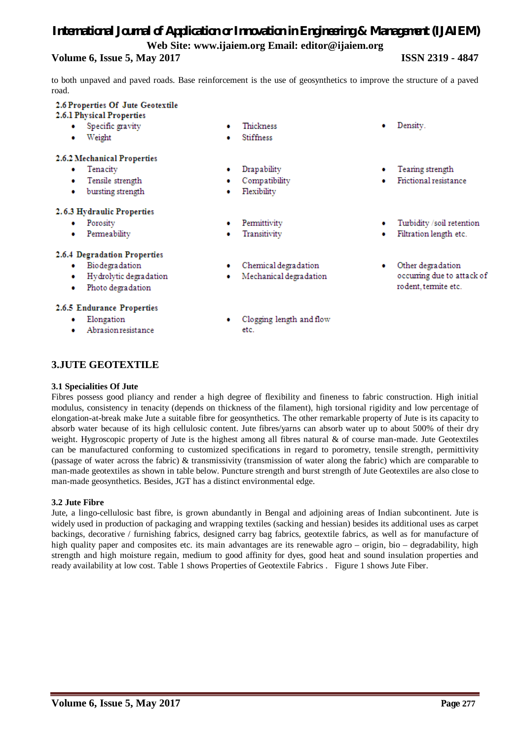to both unpaved and paved roads. Base reinforcement is the use of geosynthetics to improve the structure of a paved road.

### 2.6 Properties Of Jute Geotextile

#### 2.6.1 Physical Properties

- Specific gravity
- Weight
- Thickness
- Stiffness
- Density.

#### 2.6.2 Mechanical Properties

- Tenacity
- Tensile strength
- bursting strength
- Drapability
- Compatibility
- Flexibility
- Tearing strength
- Frictional resistance

#### 2.6.3 Hydraulic Properties

- Porosity
- Permeability
- Permittivity
- Transitivity
- Turbidity /soil retention
- Filtration length etc.

#### 2.6.4 Degradation Properties

- Biodegradation
- Hydrolytic degradation
- Photo degradation
- Chemical degradation
- Mechanical degradation
- Other degradation occurring due to attack of rodent, termite etc.

#### 2.6.5 Endurance Properties

- Elongation
- Abrasion resistance
- Clogging length and flow etc.

## 3.JUTE GEOTEXTILE

### 3.1 Specialities Of Jute

Fibres possess good pliancy and render a high degree of flexibility and fineness to fabric construction. High initial modulus, consistency in tenacity (depends on thickness of the filament), high torsional rigidity and low percentage of elongation-at-break make Jute a suitable fibre for geosynthetics. The other remarkable property of Jute is its capacity to absorb water because of its high cellulosic content. Jute fibres/yarns can absorb water up to about 500% of their dry weight. Hygroscopic property of Jute is the highest among all fibres natural & of course man-made. Jute Geotextiles can be manufactured conforming to customized specifications in regard to porometry, tensile strength, permittivity (passage of water across the fabric) & transmissivity (transmission of water along the fabric) which are comparable to man-made geotextiles as shown in table below. Puncture strength and burst strength of Jute Geotextiles are also close to man-made geosynthetics. Besides, JGT has a distinct environmental edge.

### 3.2 Jute Fibre

Jute, a lingo-cellulosic bast fibre, is grown abundantly in Bengal and adjoining areas of Indian subcontinent. Jute is widely used in production of packaging and wrapping textiles (sacking and hessian) besides its additional uses as carpet backings, decorative / furnishing fabrics, designed carry bag fabrics, geotextile fabrics, as well as for manufacture of high quality paper and composites etc. its main advantages are its renewable agro – origin, bio – degradability, high strength and high moisture regain, medium to good affinity for dyes, good heat and sound insulation properties and ready availability at low cost. Table 1 shows Properties of Geotextile Fabrics . Figure 1 shows Jute Fiber.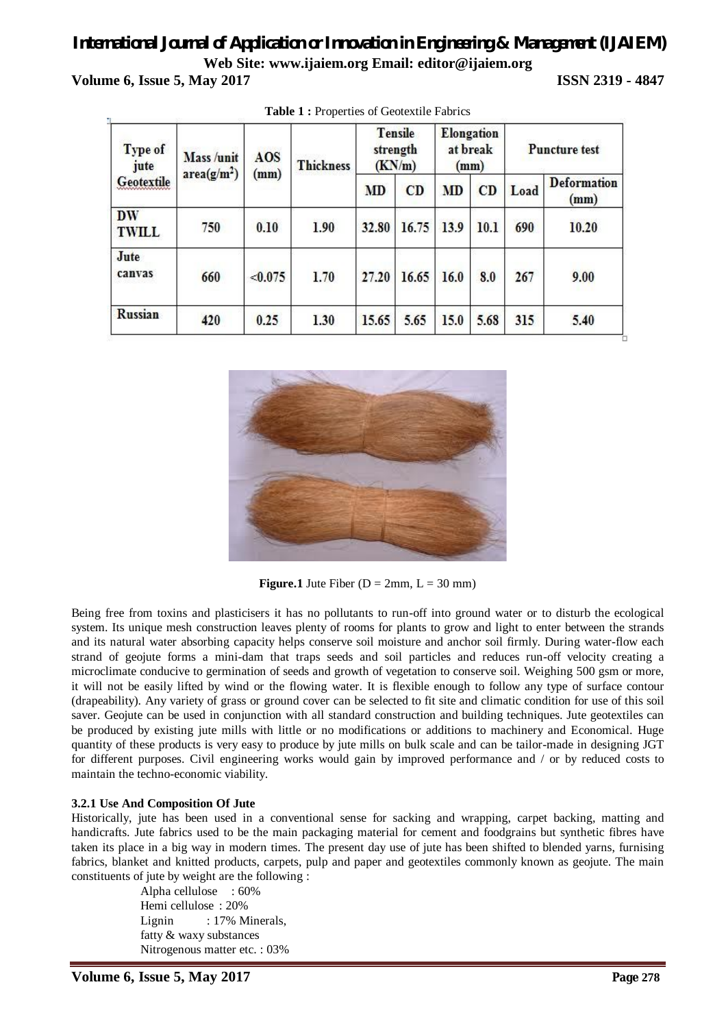**Table 1 :** Properties of Geotextile Fabrics

| Type of jute Geotextile | Mass /unit area(g/m$^2$) | AOS (mm) | Thickness | Tensile strength (KN/m) | | Elongation at break (mm) | | Puncture test | |
|---|---|---|---|---|---|---|---|---|---|
| | | | | MD | CD | MD | CD | Load | Deformation (mm) |
| DW TWILL | 750 | 0.10 | 1.90 | 32.80 | 16.75 | 13.9 | 10.1 | 690 | 10.20 |
| Jute canvas | 660 | <0.075 | 1.70 | 27.20 | 16.65 | 16.0 | 8.0 | 267 | 9.00 |
| Russian | 420 | 0.25 | 1.30 | 15.65 | 5.65 | 15.0 | 5.68 | 315 | 5.40 |

**Figure.1** Jute Fiber (D = 2mm, L = 30 mm)

Being free from toxins and plasticisers it has no pollutants to run-off into ground water or to disturb the ecological system. Its unique mesh construction leaves plenty of rooms for plants to grow and light to enter between the strands and its natural water absorbing capacity helps conserve soil moisture and anchor soil firmly. During water-flow each strand of geojute forms a mini-dam that traps seeds and soil particles and reduces run-off velocity creating a microclimate conducive to germination of seeds and growth of vegetation to conserve soil. Weighing 500 gsm or more, it will not be easily lifted by wind or the flowing water. It is flexible enough to follow any type of surface contour (drapeability). Any variety of grass or ground cover can be selected to fit site and climatic condition for use of this soil saver. Geojute can be used in conjunction with all standard construction and building techniques. Jute geotextiles can be produced by existing jute mills with little or no modifications or additions to machinery and Economical. Huge quantity of these products is very easy to produce by jute mills on bulk scale and can be tailor-made in designing JGT for different purposes. Civil engineering works would gain by improved performance and / or by reduced costs to maintain the techno-economic viability.

#### 3.2.1 Use And Composition Of Jute

Historically, jute has been used in a conventional sense for sacking and wrapping, carpet backing, matting and handicrafts. Jute fabrics used to be the main packaging material for cement and foodgrains but synthetic fibres have taken its place in a big way in modern times. The present day use of jute has been shifted to blended yarns, furnising fabrics, blanket and knitted products, carpets, pulp and paper and geotextiles commonly known as geojute. The main constituents of jute by weight are the following :

Alpha cellulose : 60%
Hemi cellulose : 20%
Lignin : 17% Minerals,
fatty & waxy substances
Nitrogenous matter etc. : 03%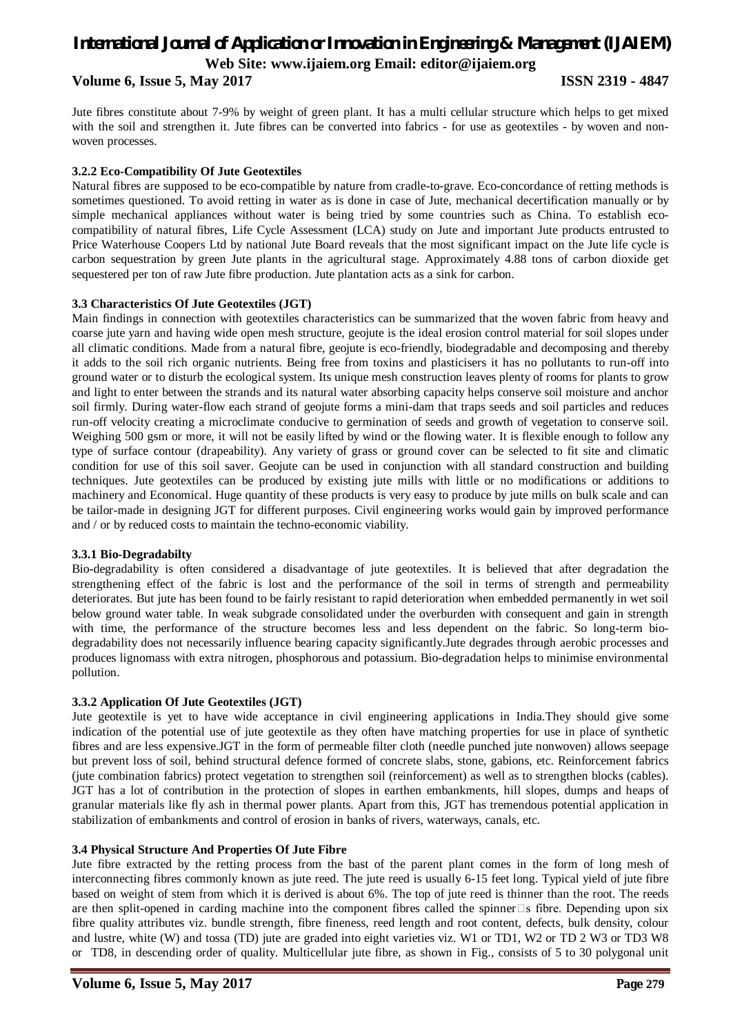Jute fibres constitute about 7-9% by weight of green plant. It has a multi cellular structure which helps to get mixed with the soil and strengthen it. Jute fibres can be converted into fabrics - for use as geotextiles - by woven and non-woven processes.

### 3.2.2 Eco-Compatibility Of Jute Geotextiles

Natural fibres are supposed to be eco-compatible by nature from cradle-to-grave. Eco-concordance of retting methods is sometimes questioned. To avoid retting in water as is done in case of Jute, mechanical decertification manually or by simple mechanical appliances without water is being tried by some countries such as China. To establish eco-compatibility of natural fibres, Life Cycle Assessment (LCA) study on Jute and important Jute products entrusted to Price Waterhouse Coopers Ltd by national Jute Board reveals that the most significant impact on the Jute life cycle is carbon sequestration by green Jute plants in the agricultural stage. Approximately 4.88 tons of carbon dioxide get sequestered per ton of raw Jute fibre production. Jute plantation acts as a sink for carbon.

### 3.3 Characteristics Of Jute Geotextiles (JGT)

Main findings in connection with geotextiles characteristics can be summarized that the woven fabric from heavy and coarse jute yarn and having wide open mesh structure, geojute is the ideal erosion control material for soil slopes under all climatic conditions. Made from a natural fibre, geojute is eco-friendly, biodegradable and decomposing and thereby it adds to the soil rich organic nutrients. Being free from toxins and plasticisers it has no pollutants to run-off into ground water or to disturb the ecological system. Its unique mesh construction leaves plenty of rooms for plants to grow and light to enter between the strands and its natural water absorbing capacity helps conserve soil moisture and anchor soil firmly. During water-flow each strand of geojute forms a mini-dam that traps seeds and soil particles and reduces run-off velocity creating a microclimate conducive to germination of seeds and growth of vegetation to conserve soil. Weighing 500 gsm or more, it will not be easily lifted by wind or the flowing water. It is flexible enough to follow any type of surface contour (drapeability). Any variety of grass or ground cover can be selected to fit site and climatic condition for use of this soil saver. Geojute can be used in conjunction with all standard construction and building techniques. Jute geotextiles can be produced by existing jute mills with little or no modifications or additions to machinery and Economical. Huge quantity of these products is very easy to produce by jute mills on bulk scale and can be tailor-made in designing JGT for different purposes. Civil engineering works would gain by improved performance and / or by reduced costs to maintain the techno-economic viability.

### 3.3.1 Bio-Degradabilty

Bio-degradability is often considered a disadvantage of jute geotextiles. It is believed that after degradation the strengthening effect of the fabric is lost and the performance of the soil in terms of strength and permeability deteriorates. But jute has been found to be fairly resistant to rapid deterioration when embedded permanently in wet soil below ground water table. In weak subgrade consolidated under the overburden with consequent and gain in strength with time, the performance of the structure becomes less and less dependent on the fabric. So long-term bio-degradability does not necessarily influence bearing capacity significantly.Jute degrades through aerobic processes and produces lignomass with extra nitrogen, phosphorous and potassium. Bio-degradation helps to minimise environmental pollution.

### 3.3.2 Application Of Jute Geotextiles (JGT)

Jute geotextile is yet to have wide acceptance in civil engineering applications in India.They should give some indication of the potential use of jute geotextile as they often have matching properties for use in place of synthetic fibres and are less expensive.JGT in the form of permeable filter cloth (needle punched jute nonwoven) allows seepage but prevent loss of soil, behind structural defence formed of concrete slabs, stone, gabions, etc. Reinforcement fabrics (jute combination fabrics) protect vegetation to strengthen soil (reinforcement) as well as to strengthen blocks (cables). JGT has a lot of contribution in the protection of slopes in earthen embankments, hill slopes, dumps and heaps of granular materials like fly ash in thermal power plants. Apart from this, JGT has tremendous potential application in stabilization of embankments and control of erosion in banks of rivers, waterways, canals, etc.

### 3.4 Physical Structure And Properties Of Jute Fibre

Jute fibre extracted by the retting process from the bast of the parent plant comes in the form of long mesh of interconnecting fibres commonly known as jute reed. The jute reed is usually 6-15 feet long. Typical yield of jute fibre based on weight of stem from which it is derived is about 6%. The top of jute reed is thinner than the root. The reeds are then split-opened in carding machine into the component fibres called the spinner's fibre. Depending upon six fibre quality attributes viz. bundle strength, fibre fineness, reed length and root content, defects, bulk density, colour and lustre, white (W) and tossa (TD) jute are graded into eight varieties viz. W1 or TD1, W2 or TD 2 W3 or TD3 W8 or TD8, in descending order of quality. Multicellular jute fibre, as shown in Fig., consists of 5 to 30 polygonal unit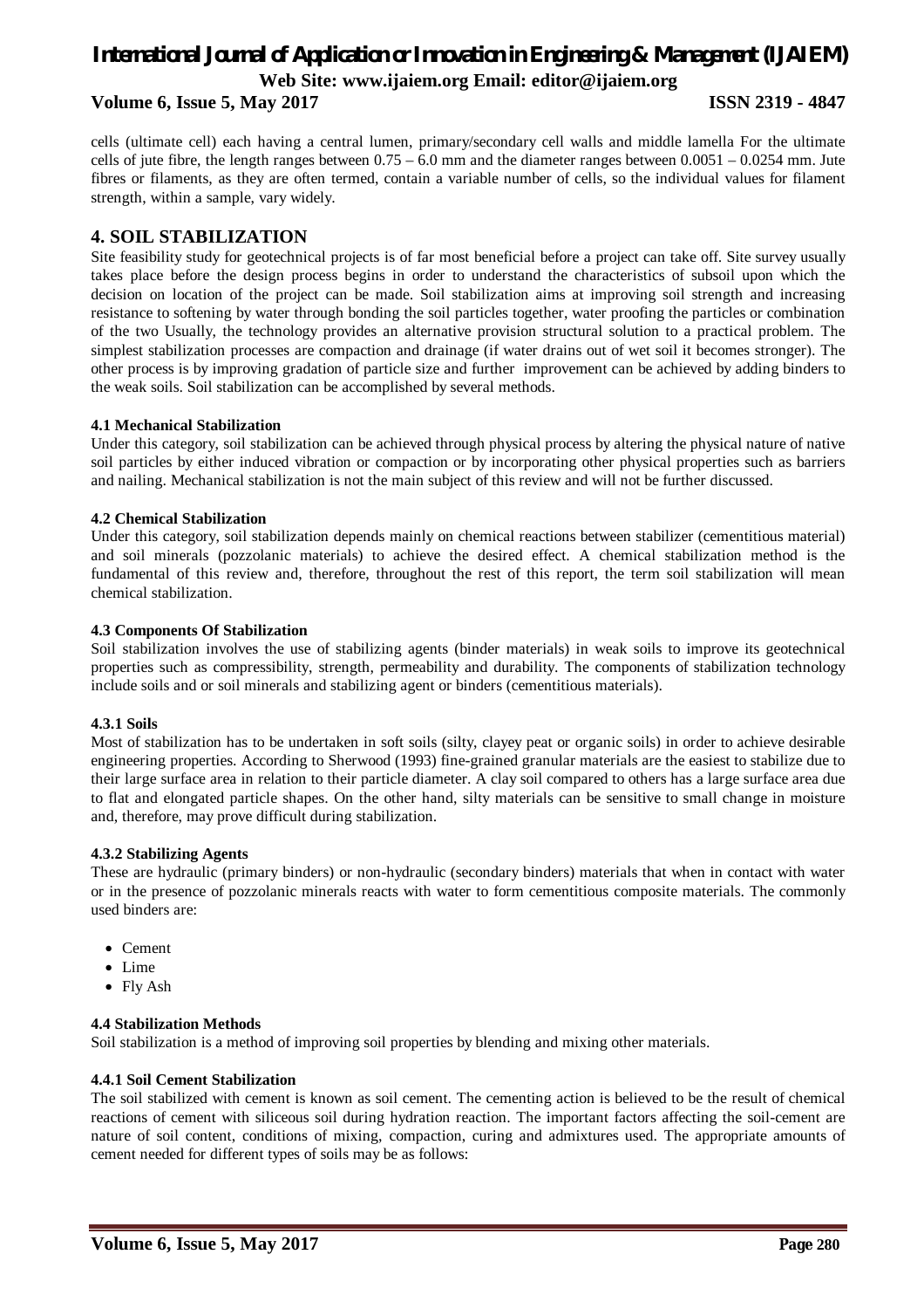cells (ultimate cell) each having a central lumen, primary/secondary cell walls and middle lamella For the ultimate cells of jute fibre, the length ranges between 0.75 – 6.0 mm and the diameter ranges between 0.0051 – 0.0254 mm. Jute fibres or filaments, as they are often termed, contain a variable number of cells, so the individual values for filament strength, within a sample, vary widely.

## 4. SOIL STABILIZATION

Site feasibility study for geotechnical projects is of far most beneficial before a project can take off. Site survey usually takes place before the design process begins in order to understand the characteristics of subsoil upon which the decision on location of the project can be made. Soil stabilization aims at improving soil strength and increasing resistance to softening by water through bonding the soil particles together, water proofing the particles or combination of the two Usually, the technology provides an alternative provision structural solution to a practical problem. The simplest stabilization processes are compaction and drainage (if water drains out of wet soil it becomes stronger). The other process is by improving gradation of particle size and further improvement can be achieved by adding binders to the weak soils. Soil stabilization can be accomplished by several methods.

### 4.1 Mechanical Stabilization

Under this category, soil stabilization can be achieved through physical process by altering the physical nature of native soil particles by either induced vibration or compaction or by incorporating other physical properties such as barriers and nailing. Mechanical stabilization is not the main subject of this review and will not be further discussed.

### 4.2 Chemical Stabilization

Under this category, soil stabilization depends mainly on chemical reactions between stabilizer (cementitious material) and soil minerals (pozzolanic materials) to achieve the desired effect. A chemical stabilization method is the fundamental of this review and, therefore, throughout the rest of this report, the term soil stabilization will mean chemical stabilization.

### 4.3 Components Of Stabilization

Soil stabilization involves the use of stabilizing agents (binder materials) in weak soils to improve its geotechnical properties such as compressibility, strength, permeability and durability. The components of stabilization technology include soils and or soil minerals and stabilizing agent or binders (cementitious materials).

#### 4.3.1 Soils

Most of stabilization has to be undertaken in soft soils (silty, clayey peat or organic soils) in order to achieve desirable engineering properties. According to Sherwood (1993) fine-grained granular materials are the easiest to stabilize due to their large surface area in relation to their particle diameter. A clay soil compared to others has a large surface area due to flat and elongated particle shapes. On the other hand, silty materials can be sensitive to small change in moisture and, therefore, may prove difficult during stabilization.

#### 4.3.2 Stabilizing Agents

These are hydraulic (primary binders) or non-hydraulic (secondary binders) materials that when in contact with water or in the presence of pozzolanic minerals reacts with water to form cementitious composite materials. The commonly used binders are:

- Cement
- Lime
- Fly Ash

### 4.4 Stabilization Methods

Soil stabilization is a method of improving soil properties by blending and mixing other materials.

#### 4.4.1 Soil Cement Stabilization

The soil stabilized with cement is known as soil cement. The cementing action is believed to be the result of chemical reactions of cement with siliceous soil during hydration reaction. The important factors affecting the soil-cement are nature of soil content, conditions of mixing, compaction, curing and admixtures used. The appropriate amounts of cement needed for different types of soils may be as follows: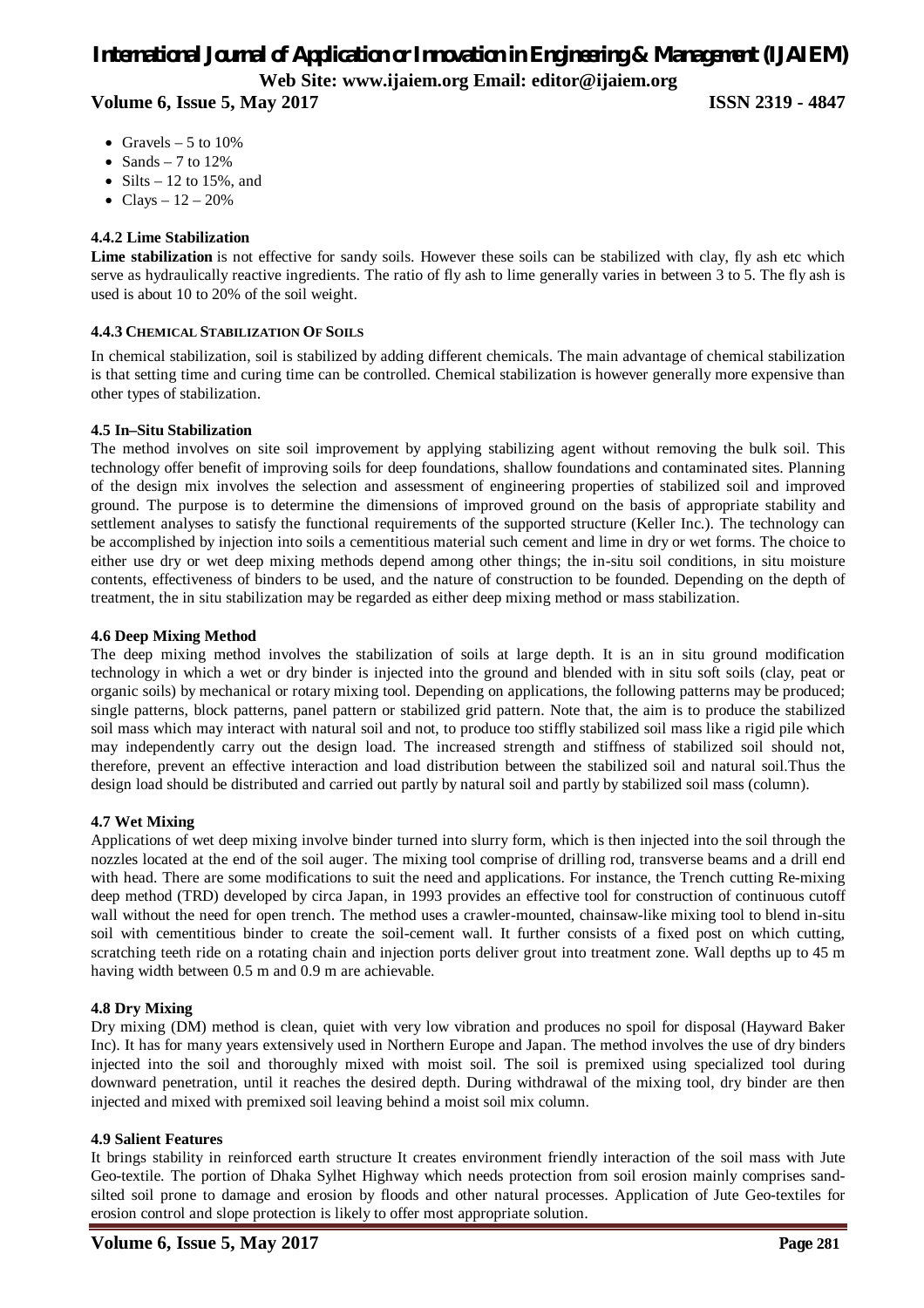- Gravels – 5 to 10%
- Sands – 7 to 12%
- Silts – 12 to 15%, and
- Clays – 12 – 20%

#### 4.4.2 Lime Stabilization

**Lime stabilization** is not effective for sandy soils. However these soils can be stabilized with clay, fly ash etc which serve as hydraulically reactive ingredients. The ratio of fly ash to lime generally varies in between 3 to 5. The fly ash is used is about 10 to 20% of the soil weight.

#### 4.4.3 Chemical Stabilization Of Soils

In chemical stabilization, soil is stabilized by adding different chemicals. The main advantage of chemical stabilization is that setting time and curing time can be controlled. Chemical stabilization is however generally more expensive than other types of stabilization.

### 4.5 In–Situ Stabilization

The method involves on site soil improvement by applying stabilizing agent without removing the bulk soil. This technology offer benefit of improving soils for deep foundations, shallow foundations and contaminated sites. Planning of the design mix involves the selection and assessment of engineering properties of stabilized soil and improved ground. The purpose is to determine the dimensions of improved ground on the basis of appropriate stability and settlement analyses to satisfy the functional requirements of the supported structure (Keller Inc.). The technology can be accomplished by injection into soils a cementitious material such cement and lime in dry or wet forms. The choice to either use dry or wet deep mixing methods depend among other things; the in-situ soil conditions, in situ moisture contents, effectiveness of binders to be used, and the nature of construction to be founded. Depending on the depth of treatment, the in situ stabilization may be regarded as either deep mixing method or mass stabilization.

### 4.6 Deep Mixing Method

The deep mixing method involves the stabilization of soils at large depth. It is an in situ ground modification technology in which a wet or dry binder is injected into the ground and blended with in situ soft soils (clay, peat or organic soils) by mechanical or rotary mixing tool. Depending on applications, the following patterns may be produced; single patterns, block patterns, panel pattern or stabilized grid pattern. Note that, the aim is to produce the stabilized soil mass which may interact with natural soil and not, to produce too stiffly stabilized soil mass like a rigid pile which may independently carry out the design load. The increased strength and stiffness of stabilized soil should not, therefore, prevent an effective interaction and load distribution between the stabilized soil and natural soil.Thus the design load should be distributed and carried out partly by natural soil and partly by stabilized soil mass (column).

### 4.7 Wet Mixing

Applications of wet deep mixing involve binder turned into slurry form, which is then injected into the soil through the nozzles located at the end of the soil auger. The mixing tool comprise of drilling rod, transverse beams and a drill end with head. There are some modifications to suit the need and applications. For instance, the Trench cutting Re-mixing deep method (TRD) developed by circa Japan, in 1993 provides an effective tool for construction of continuous cutoff wall without the need for open trench. The method uses a crawler-mounted, chainsaw-like mixing tool to blend in-situ soil with cementitious binder to create the soil-cement wall. It further consists of a fixed post on which cutting, scratching teeth ride on a rotating chain and injection ports deliver grout into treatment zone. Wall depths up to 45 m having width between 0.5 m and 0.9 m are achievable.

### 4.8 Dry Mixing

Dry mixing (DM) method is clean, quiet with very low vibration and produces no spoil for disposal (Hayward Baker Inc). It has for many years extensively used in Northern Europe and Japan. The method involves the use of dry binders injected into the soil and thoroughly mixed with moist soil. The soil is premixed using specialized tool during downward penetration, until it reaches the desired depth. During withdrawal of the mixing tool, dry binder are then injected and mixed with premixed soil leaving behind a moist soil mix column.

### 4.9 Salient Features

It brings stability in reinforced earth structure It creates environment friendly interaction of the soil mass with Jute Geo-textile. The portion of Dhaka Sylhet Highway which needs protection from soil erosion mainly comprises sand-silted soil prone to damage and erosion by floods and other natural processes. Application of Jute Geo-textiles for erosion control and slope protection is likely to offer most appropriate solution.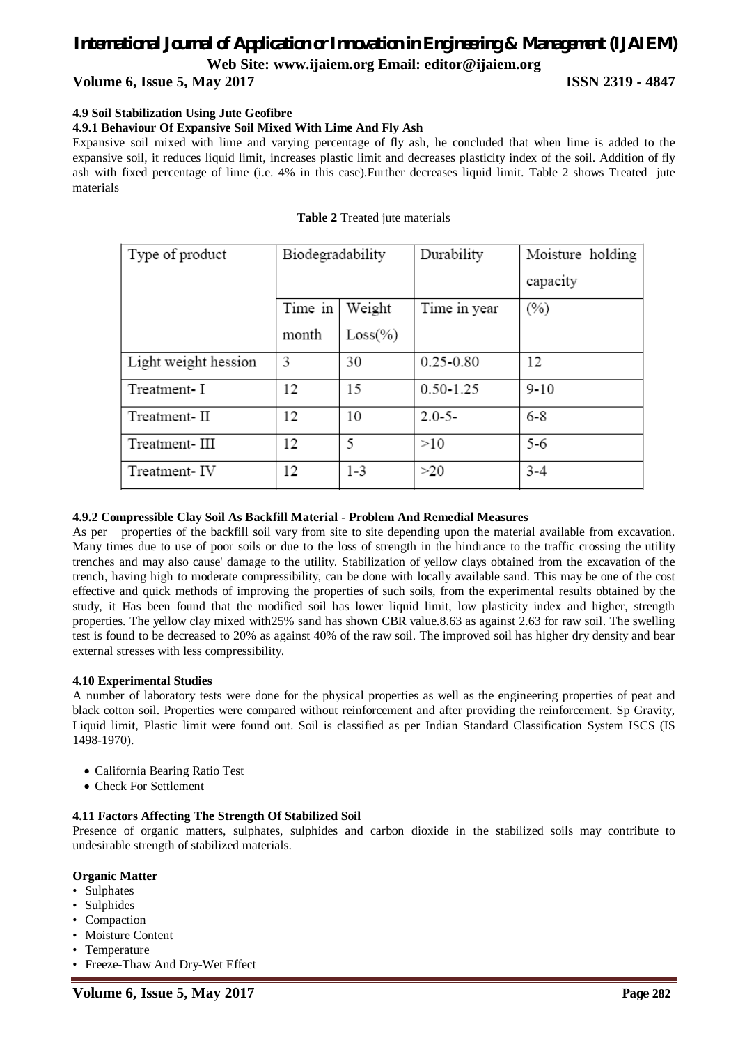### 4.9 Soil Stabilization Using Jute Geofibre

#### 4.9.1 Behaviour Of Expansive Soil Mixed With Lime And Fly Ash

Expansive soil mixed with lime and varying percentage of fly ash, he concluded that when lime is added to the expansive soil, it reduces liquid limit, increases plastic limit and decreases plasticity index of the soil. Addition of fly ash with fixed percentage of lime (i.e. 4% in this case).Further decreases liquid limit. Table 2 shows Treated jute materials

**Table 2** Treated jute materials

| Type of product | Biodegradability | | Durability | Moisture holding capacity |
|---|---|---|---|---|
| | Time in month | Weight Loss(%) | Time in year | (%) |
| Light weight hession | 3 | 30 | 0.25-0.80 | 12 |
| Treatment- I | 12 | 15 | 0.50-1.25 | 9-10 |
| Treatment- II | 12 | 10 | 2.0-5- | 6-8 |
| Treatment- III | 12 | 5 | >10 | 5-6 |
| Treatment- IV | 12 | 1-3 | >20 | 3-4 |

#### 4.9.2 Compressible Clay Soil As Backfill Material - Problem And Remedial Measures

As per properties of the backfill soil vary from site to site depending upon the material available from excavation. Many times due to use of poor soils or due to the loss of strength in the hindrance to the traffic crossing the utility trenches and may also cause' damage to the utility. Stabilization of yellow clays obtained from the excavation of the trench, having high to moderate compressibility, can be done with locally available sand. This may be one of the cost effective and quick methods of improving the properties of such soils, from the experimental results obtained by the study, it Has been found that the modified soil has lower liquid limit, low plasticity index and higher, strength properties. The yellow clay mixed with25% sand has shown CBR value.8.63 as against 2.63 for raw soil. The swelling test is found to be decreased to 20% as against 40% of the raw soil. The improved soil has higher dry density and bear external stresses with less compressibility.

### 4.10 Experimental Studies

A number of laboratory tests were done for the physical properties as well as the engineering properties of peat and black cotton soil. Properties were compared without reinforcement and after providing the reinforcement. Sp Gravity, Liquid limit, Plastic limit were found out. Soil is classified as per Indian Standard Classification System ISCS (IS 1498-1970).

- California Bearing Ratio Test
- Check For Settlement

### 4.11 Factors Affecting The Strength Of Stabilized Soil

Presence of organic matters, sulphates, sulphides and carbon dioxide in the stabilized soils may contribute to undesirable strength of stabilized materials.

**Organic Matter**

- Sulphates
- Sulphides
- Compaction
- Moisture Content
- Temperature
- Freeze-Thaw And Dry-Wet Effect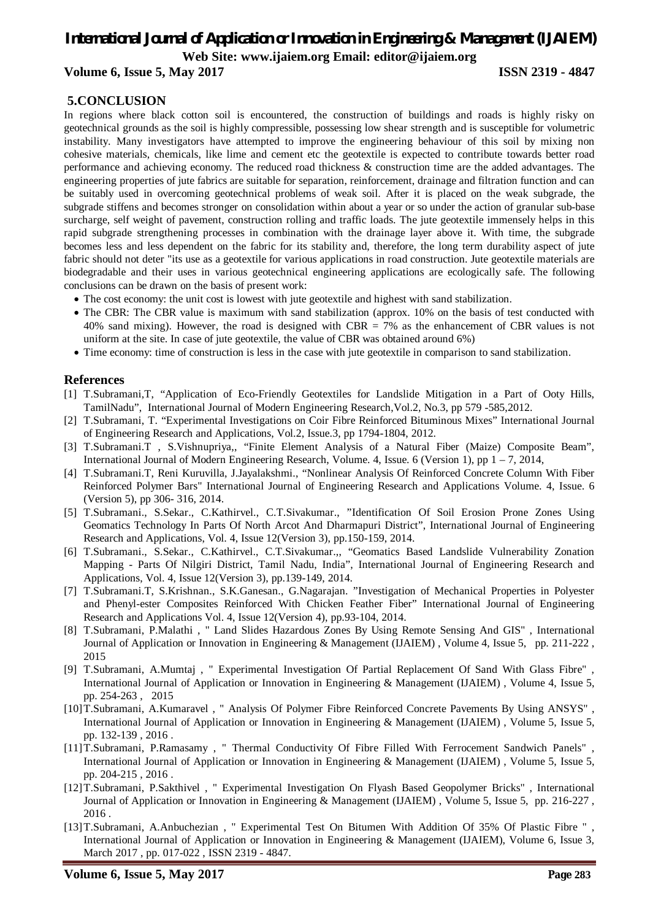## 5.CONCLUSION

In regions where black cotton soil is encountered, the construction of buildings and roads is highly risky on geotechnical grounds as the soil is highly compressible, possessing low shear strength and is susceptible for volumetric instability. Many investigators have attempted to improve the engineering behaviour of this soil by mixing non cohesive materials, chemicals, like lime and cement etc the geotextile is expected to contribute towards better road performance and achieving economy. The reduced road thickness & construction time are the added advantages. The engineering properties of jute fabrics are suitable for separation, reinforcement, drainage and filtration function and can be suitably used in overcoming geotechnical problems of weak soil. After it is placed on the weak subgrade, the subgrade stiffens and becomes stronger on consolidation within about a year or so under the action of granular sub-base surcharge, self weight of pavement, construction rolling and traffic loads. The jute geotextile immensely helps in this rapid subgrade strengthening processes in combination with the drainage layer above it. With time, the subgrade becomes less and less dependent on the fabric for its stability and, therefore, the long term durability aspect of jute fabric should not deter "its use as a geotextile for various applications in road construction. Jute geotextile materials are biodegradable and their uses in various geotechnical engineering applications are ecologically safe. The following conclusions can be drawn on the basis of present work:

- The cost economy: the unit cost is lowest with jute geotextile and highest with sand stabilization.
- The CBR: The CBR value is maximum with sand stabilization (approx. 10% on the basis of test conducted with 40% sand mixing). However, the road is designed with CBR = 7% as the enhancement of CBR values is not uniform at the site. In case of jute geotextile, the value of CBR was obtained around 6%)
- Time economy: time of construction is less in the case with jute geotextile in comparison to sand stabilization.

## References

[1] T.Subramani,T, "Application of Eco-Friendly Geotextiles for Landslide Mitigation in a Part of Ooty Hills, TamilNadu", International Journal of Modern Engineering Research,Vol.2, No.3, pp 579 -585,2012.

[2] T.Subramani, T. "Experimental Investigations on Coir Fibre Reinforced Bituminous Mixes" International Journal of Engineering Research and Applications, Vol.2, Issue.3, pp 1794-1804, 2012.

[3] T.Subramani.T , S.Vishnupriya,, "Finite Element Analysis of a Natural Fiber (Maize) Composite Beam", International Journal of Modern Engineering Research, Volume. 4, Issue. 6 (Version 1), pp 1 – 7, 2014,

[4] T.Subramani.T, Reni Kuruvilla, J.Jayalakshmi., "Nonlinear Analysis Of Reinforced Concrete Column With Fiber Reinforced Polymer Bars" International Journal of Engineering Research and Applications Volume. 4, Issue. 6 (Version 5), pp 306- 316, 2014.

[5] T.Subramani., S.Sekar., C.Kathirvel., C.T.Sivakumar., "Identification Of Soil Erosion Prone Zones Using Geomatics Technology In Parts Of North Arcot And Dharmapuri District", International Journal of Engineering Research and Applications, Vol. 4, Issue 12(Version 3), pp.150-159, 2014.

[6] T.Subramani., S.Sekar., C.Kathirvel., C.T.Sivakumar.,, "Geomatics Based Landslide Vulnerability Zonation Mapping - Parts Of Nilgiri District, Tamil Nadu, India", International Journal of Engineering Research and Applications, Vol. 4, Issue 12(Version 3), pp.139-149, 2014.

[7] T.Subramani.T, S.Krishnan., S.K.Ganesan., G.Nagarajan. "Investigation of Mechanical Properties in Polyester and Phenyl-ester Composites Reinforced With Chicken Feather Fiber" International Journal of Engineering Research and Applications Vol. 4, Issue 12(Version 4), pp.93-104, 2014.

[8] T.Subramani, P.Malathi , " Land Slides Hazardous Zones By Using Remote Sensing And GIS" , International Journal of Application or Innovation in Engineering & Management (IJAIEM) , Volume 4, Issue 5, pp. 211-222 , 2015

[9] T.Subramani, A.Mumtaj , " Experimental Investigation Of Partial Replacement Of Sand With Glass Fibre" , International Journal of Application or Innovation in Engineering & Management (IJAIEM) , Volume 4, Issue 5, pp. 254-263 , 2015

[10] T.Subramani, A.Kumaravel , " Analysis Of Polymer Fibre Reinforced Concrete Pavements By Using ANSYS" , International Journal of Application or Innovation in Engineering & Management (IJAIEM) , Volume 5, Issue 5, pp. 132-139 , 2016 .

[11] T.Subramani, P.Ramasamy , " Thermal Conductivity Of Fibre Filled With Ferrocement Sandwich Panels" , International Journal of Application or Innovation in Engineering & Management (IJAIEM) , Volume 5, Issue 5, pp. 204-215 , 2016 .

[12] T.Subramani, P.Sakthivel , " Experimental Investigation On Flyash Based Geopolymer Bricks" , International Journal of Application or Innovation in Engineering & Management (IJAIEM) , Volume 5, Issue 5, pp. 216-227 , 2016 .

[13] T.Subramani, A.Anbuchezian , " Experimental Test On Bitumen With Addition Of 35% Of Plastic Fibre " , International Journal of Application or Innovation in Engineering & Management (IJAIEM), Volume 6, Issue 3, March 2017 , pp. 017-022 , ISSN 2319 - 4847.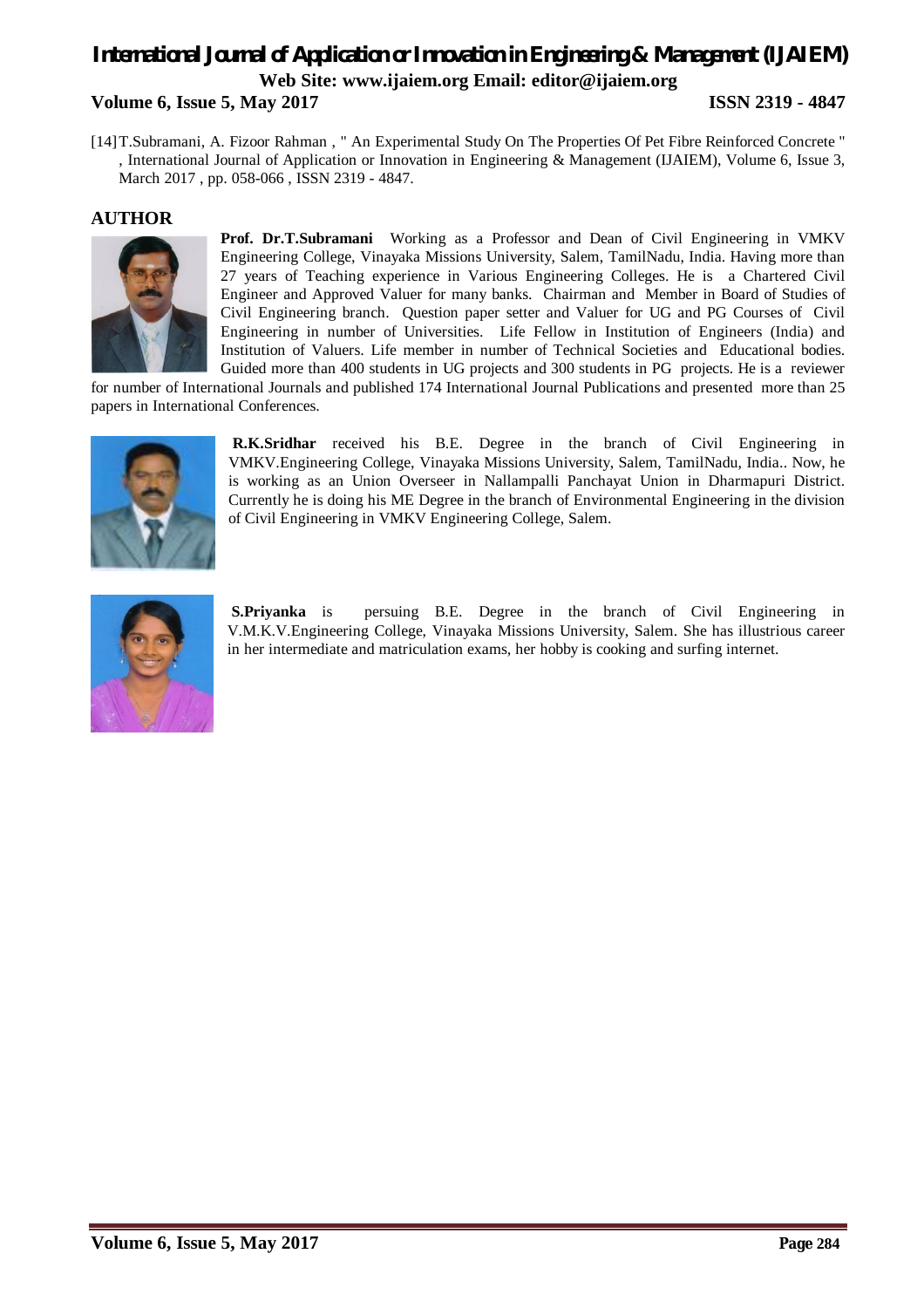[14] T.Subramani, A. Fizoor Rahman , " An Experimental Study On The Properties Of Pet Fibre Reinforced Concrete " , International Journal of Application or Innovation in Engineering & Management (IJAIEM), Volume 6, Issue 3, March 2017 , pp. 058-066 , ISSN 2319 - 4847.

## AUTHOR

**Prof. Dr.T.Subramani** Working as a Professor and Dean of Civil Engineering in VMKV Engineering College, Vinayaka Missions University, Salem, TamilNadu, India. Having more than 27 years of Teaching experience in Various Engineering Colleges. He is a Chartered Civil Engineer and Approved Valuer for many banks. Chairman and Member in Board of Studies of Civil Engineering branch. Question paper setter and Valuer for UG and PG Courses of Civil Engineering in number of Universities. Life Fellow in Institution of Engineers (India) and Institution of Valuers. Life member in number of Technical Societies and Educational bodies. Guided more than 400 students in UG projects and 300 students in PG projects. He is a reviewer for number of International Journals and published 174 International Journal Publications and presented more than 25 papers in International Conferences.

**R.K.Sridhar** received his B.E. Degree in the branch of Civil Engineering in VMKV.Engineering College, Vinayaka Missions University, Salem, TamilNadu, India.. Now, he is working as an Union Overseer in Nallampalli Panchayat Union in Dharmapuri District. Currently he is doing his ME Degree in the branch of Environmental Engineering in the division of Civil Engineering in VMKV Engineering College, Salem.

**S.Priyanka** is persuing B.E. Degree in the branch of Civil Engineering in V.M.K.V.Engineering College, Vinayaka Missions University, Salem. She has illustrious career in her intermediate and matriculation exams, her hobby is cooking and surfing internet.